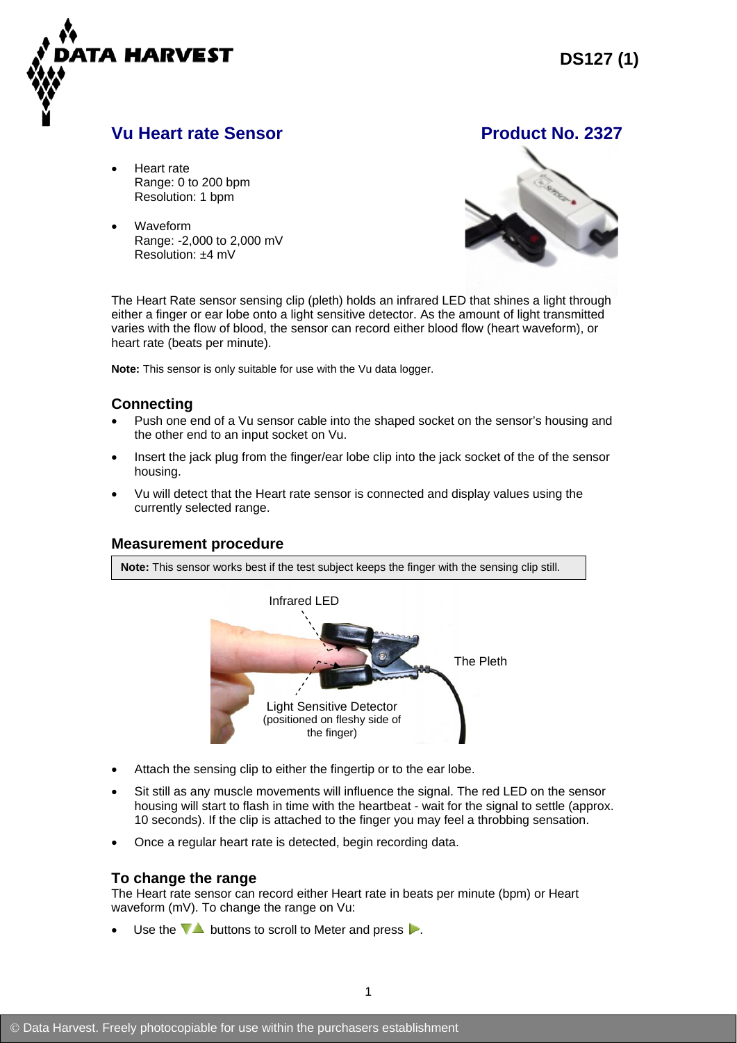DS127 (1)

## Vu Heart rate Sensor

**Product No. 2327**

- Heart rate
  Range: 0 to 200 bpm
  Resolution: 1 bpm
- Waveform
  Range: -2,000 to 2,000 mV
  Resolution: ±4 mV

The Heart Rate sensor sensing clip (pleth) holds an infrared LED that shines a light through either a finger or ear lobe onto a light sensitive detector. As the amount of light transmitted varies with the flow of blood, the sensor can record either blood flow (heart waveform), or heart rate (beats per minute).

**Note:** This sensor is only suitable for use with the Vu data logger.

### Connecting

- Push one end of a Vu sensor cable into the shaped socket on the sensor's housing and the other end to an input socket on Vu.
- Insert the jack plug from the finger/ear lobe clip into the jack socket of the of the sensor housing.
- Vu will detect that the Heart rate sensor is connected and display values using the currently selected range.

### Measurement procedure

**Note:** This sensor works best if the test subject keeps the finger with the sensing clip still.

Infrared LED

The Pleth

Light Sensitive Detector (positioned on fleshy side of the finger)

- Attach the sensing clip to either the fingertip or to the ear lobe.
- Sit still as any muscle movements will influence the signal. The red LED on the sensor housing will start to flash in time with the heartbeat - wait for the signal to settle (approx. 10 seconds). If the clip is attached to the finger you may feel a throbbing sensation.
- Once a regular heart rate is detected, begin recording data.

### To change the range

The Heart rate sensor can record either Heart rate in beats per minute (bpm) or Heart waveform (mV). To change the range on Vu:

- Use the ▼▲ buttons to scroll to Meter and press ▶.

© Data Harvest. Freely photocopiable for use within the purchasers establishment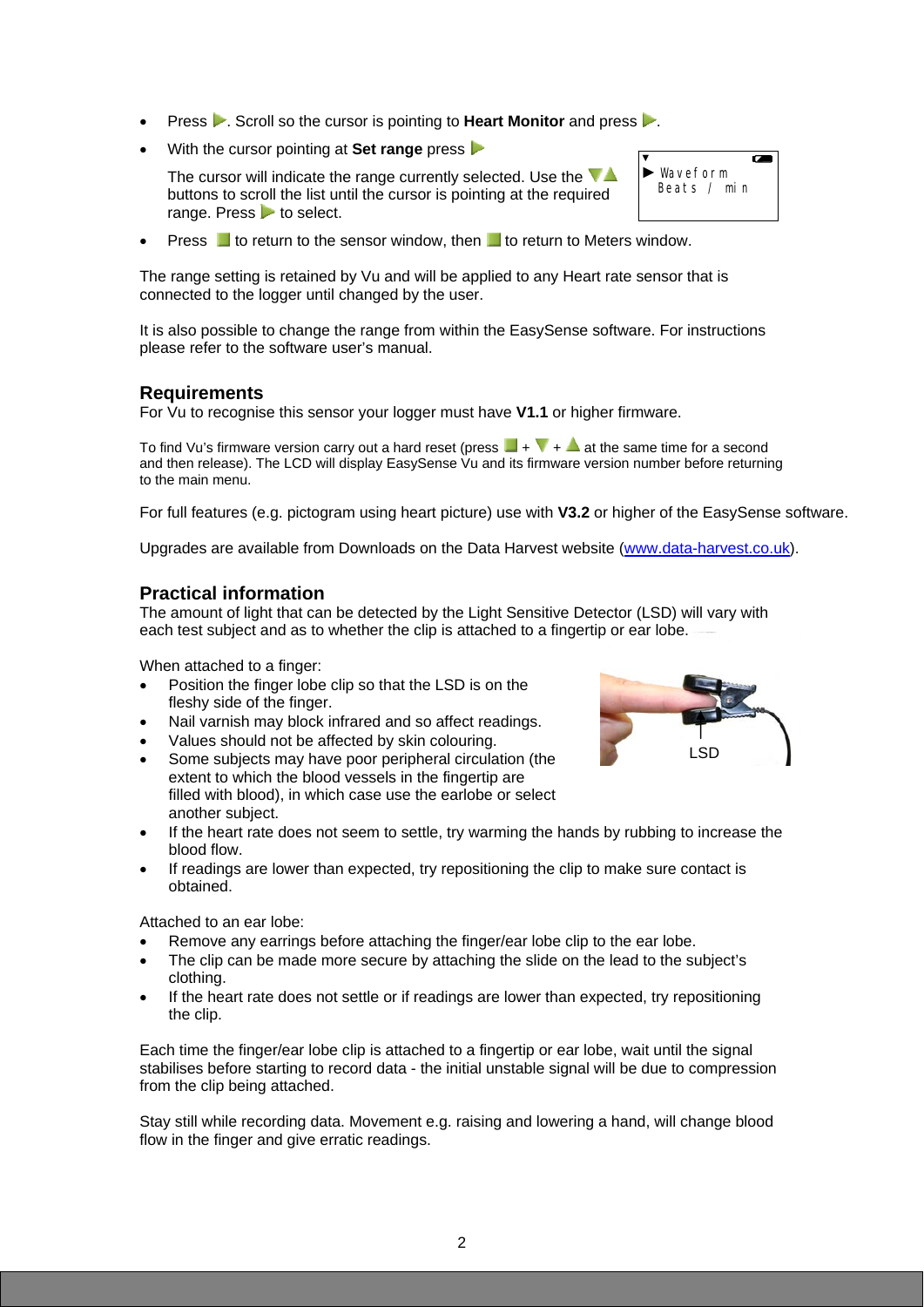- Press ▶. Scroll so the cursor is pointing to **Heart Monitor** and press ▶.
- With the cursor pointing at **Set range** press ▶

  The cursor will indicate the range currently selected. Use the ▼▲ buttons to scroll the list until the cursor is pointing at the required range. Press ▶ to select.

  ```
  ▼
  ► Waveform
    Beats / min
  ```

- Press ■ to return to the sensor window, then ■ to return to Meters window.

The range setting is retained by Vu and will be applied to any Heart rate sensor that is connected to the logger until changed by the user.

It is also possible to change the range from within the EasySense software. For instructions please refer to the software user's manual.

## Requirements

For Vu to recognise this sensor your logger must have **V1.1** or higher firmware.

To find Vu's firmware version carry out a hard reset (press ■ + ▼ + ▲ at the same time for a second and then release). The LCD will display EasySense Vu and its firmware version number before returning to the main menu.

For full features (e.g. pictogram using heart picture) use with **V3.2** or higher of the EasySense software.

Upgrades are available from Downloads on the Data Harvest website (www.data-harvest.co.uk).

## Practical information

The amount of light that can be detected by the Light Sensitive Detector (LSD) will vary with each test subject and as to whether the clip is attached to a fingertip or ear lobe.

When attached to a finger:

- Position the finger lobe clip so that the LSD is on the fleshy side of the finger.
- Nail varnish may block infrared and so affect readings.
- Values should not be affected by skin colouring.
- Some subjects may have poor peripheral circulation (the extent to which the blood vessels in the fingertip are filled with blood), in which case use the earlobe or select another subject.
- If the heart rate does not seem to settle, try warming the hands by rubbing to increase the blood flow.
- If readings are lower than expected, try repositioning the clip to make sure contact is obtained.

LSD

Attached to an ear lobe:

- Remove any earrings before attaching the finger/ear lobe clip to the ear lobe.
- The clip can be made more secure by attaching the slide on the lead to the subject's clothing.
- If the heart rate does not settle or if readings are lower than expected, try repositioning the clip.

Each time the finger/ear lobe clip is attached to a fingertip or ear lobe, wait until the signal stabilises before starting to record data - the initial unstable signal will be due to compression from the clip being attached.

Stay still while recording data. Movement e.g. raising and lowering a hand, will change blood flow in the finger and give erratic readings.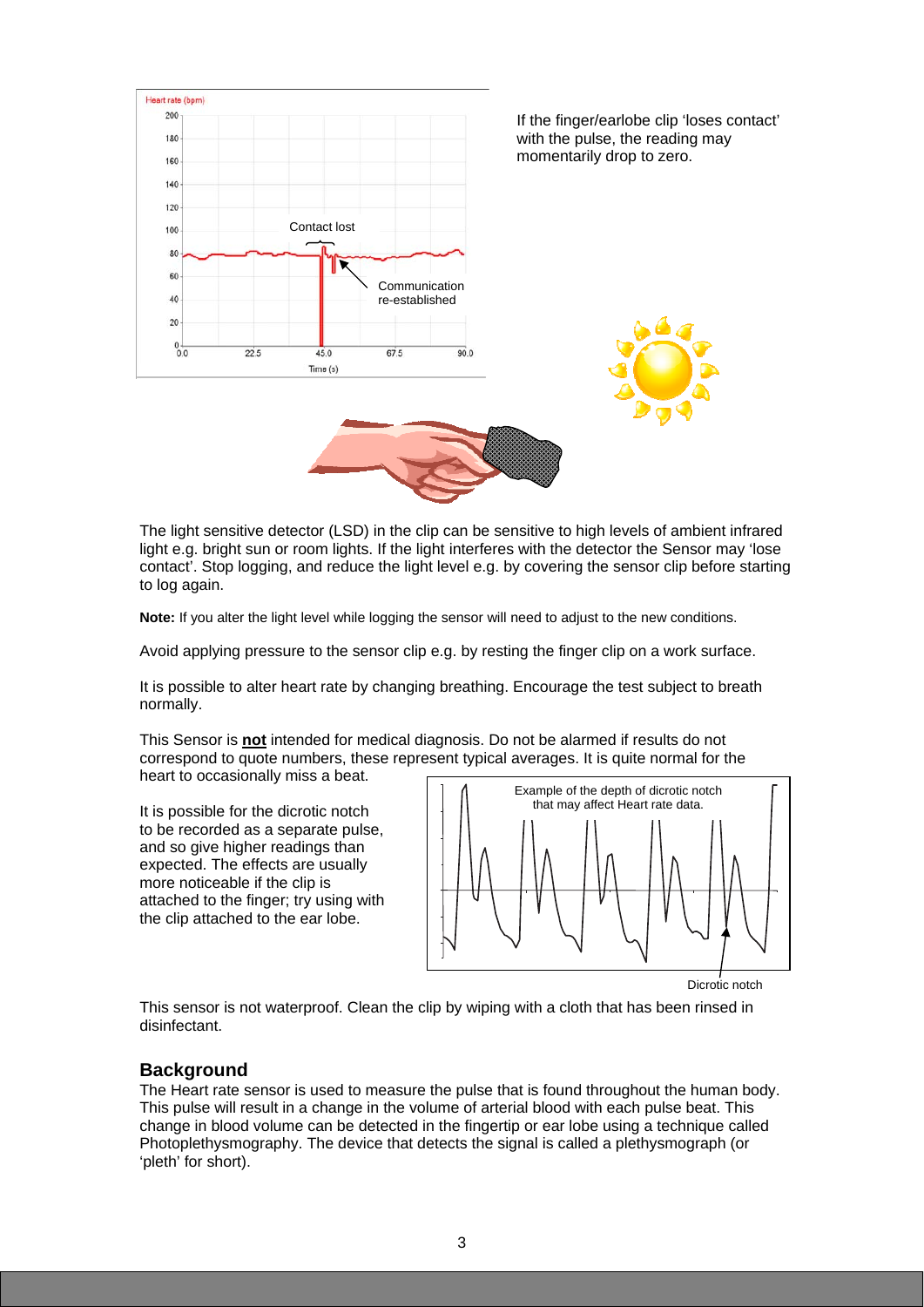If the finger/earlobe clip 'loses contact' with the pulse, the reading may momentarily drop to zero.

The light sensitive detector (LSD) in the clip can be sensitive to high levels of ambient infrared light e.g. bright sun or room lights. If the light interferes with the detector the Sensor may 'lose contact'. Stop logging, and reduce the light level e.g. by covering the sensor clip before starting to log again.

**Note:** If you alter the light level while logging the sensor will need to adjust to the new conditions.

Avoid applying pressure to the sensor clip e.g. by resting the finger clip on a work surface.

It is possible to alter heart rate by changing breathing. Encourage the test subject to breath normally.

This Sensor is **not** intended for medical diagnosis. Do not be alarmed if results do not correspond to quote numbers, these represent typical averages. It is quite normal for the heart to occasionally miss a beat.

It is possible for the dicrotic notch to be recorded as a separate pulse, and so give higher readings than expected. The effects are usually more noticeable if the clip is attached to the finger; try using with the clip attached to the ear lobe.

This sensor is not waterproof. Clean the clip by wiping with a cloth that has been rinsed in disinfectant.

## Background

The Heart rate sensor is used to measure the pulse that is found throughout the human body. This pulse will result in a change in the volume of arterial blood with each pulse beat. This change in blood volume can be detected in the fingertip or ear lobe using a technique called Photoplethysmography. The device that detects the signal is called a plethysmograph (or 'pleth' for short).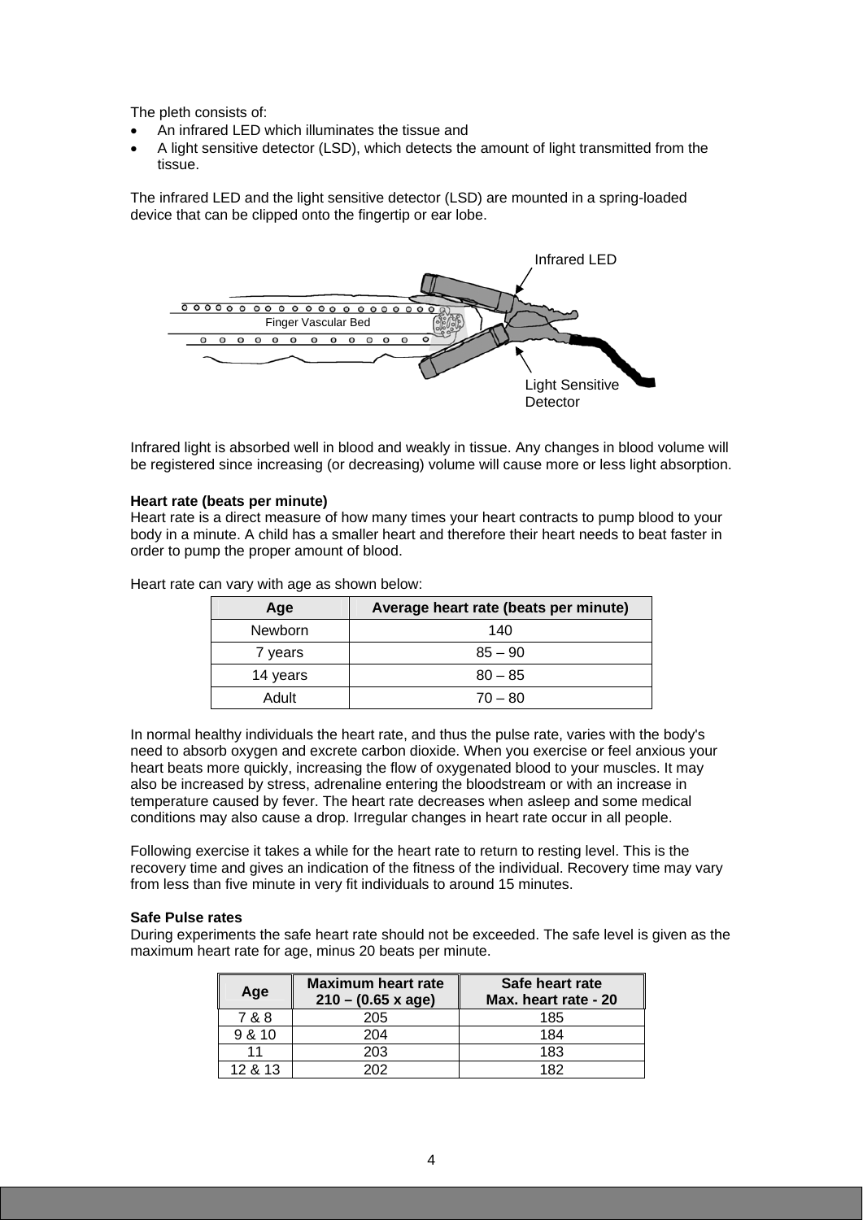The pleth consists of:

- An infrared LED which illuminates the tissue and
- A light sensitive detector (LSD), which detects the amount of light transmitted from the tissue.

The infrared LED and the light sensitive detector (LSD) are mounted in a spring-loaded device that can be clipped onto the fingertip or ear lobe.

Infrared LED

Finger Vascular Bed

Light Sensitive Detector

Infrared light is absorbed well in blood and weakly in tissue. Any changes in blood volume will be registered since increasing (or decreasing) volume will cause more or less light absorption.

**Heart rate (beats per minute)**
Heart rate is a direct measure of how many times your heart contracts to pump blood to your body in a minute. A child has a smaller heart and therefore their heart needs to beat faster in order to pump the proper amount of blood.

Heart rate can vary with age as shown below:

| Age | Average heart rate (beats per minute) |
| --- | --- |
| Newborn | 140 |
| 7 years | 85 – 90 |
| 14 years | 80 – 85 |
| Adult | 70 – 80 |

In normal healthy individuals the heart rate, and thus the pulse rate, varies with the body's need to absorb oxygen and excrete carbon dioxide. When you exercise or feel anxious your heart beats more quickly, increasing the flow of oxygenated blood to your muscles. It may also be increased by stress, adrenaline entering the bloodstream or with an increase in temperature caused by fever. The heart rate decreases when asleep and some medical conditions may also cause a drop. Irregular changes in heart rate occur in all people.

Following exercise it takes a while for the heart rate to return to resting level. This is the recovery time and gives an indication of the fitness of the individual. Recovery time may vary from less than five minute in very fit individuals to around 15 minutes.

**Safe Pulse rates**
During experiments the safe heart rate should not be exceeded. The safe level is given as the maximum heart rate for age, minus 20 beats per minute.

| Age | Maximum heart rate 210 – (0.65 x age) | Safe heart rate Max. heart rate - 20 |
| --- | --- | --- |
| 7 & 8 | 205 | 185 |
| 9 & 10 | 204 | 184 |
| 11 | 203 | 183 |
| 12 & 13 | 202 | 182 |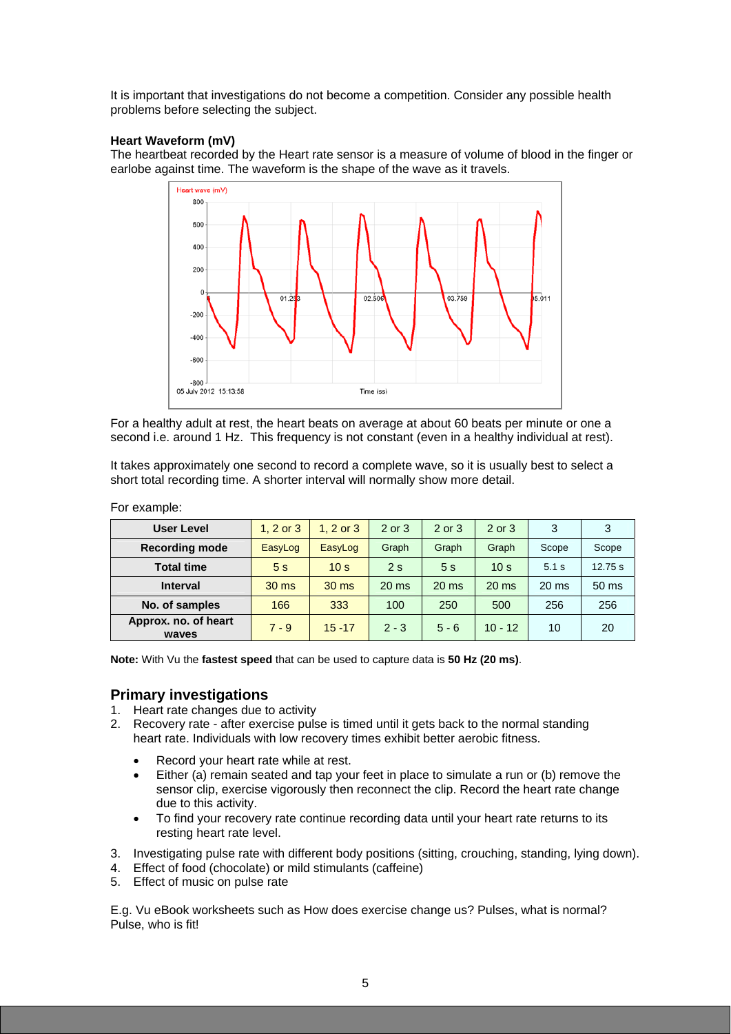It is important that investigations do not become a competition. Consider any possible health problems before selecting the subject.

**Heart Waveform (mV)**
The heartbeat recorded by the Heart rate sensor is a measure of volume of blood in the finger or earlobe against time. The waveform is the shape of the wave as it travels.

For a healthy adult at rest, the heart beats on average at about 60 beats per minute or one a second i.e. around 1 Hz. This frequency is not constant (even in a healthy individual at rest).

It takes approximately one second to record a complete wave, so it is usually best to select a short total recording time. A shorter interval will normally show more detail.

For example:

| User Level | 1, 2 or 3 | 1, 2 or 3 | 2 or 3 | 2 or 3 | 2 or 3 | 3 | 3 |
|---|---|---|---|---|---|---|---|
| Recording mode | EasyLog | EasyLog | Graph | Graph | Graph | Scope | Scope |
| Total time | 5 s | 10 s | 2 s | 5 s | 10 s | 5.1 s | 12.75 s |
| Interval | 30 ms | 30 ms | 20 ms | 20 ms | 20 ms | 20 ms | 50 ms |
| No. of samples | 166 | 333 | 100 | 250 | 500 | 256 | 256 |
| Approx. no. of heart waves | 7 - 9 | 15 -17 | 2 - 3 | 5 - 6 | 10 - 12 | 10 | 20 |

**Note:** With Vu the **fastest speed** that can be used to capture data is **50 Hz (20 ms)**.

## Primary investigations

1. Heart rate changes due to activity
2. Recovery rate - after exercise pulse is timed until it gets back to the normal standing heart rate. Individuals with low recovery times exhibit better aerobic fitness.
   - Record your heart rate while at rest.
   - Either (a) remain seated and tap your feet in place to simulate a run or (b) remove the sensor clip, exercise vigorously then reconnect the clip. Record the heart rate change due to this activity.
   - To find your recovery rate continue recording data until your heart rate returns to its resting heart rate level.
3. Investigating pulse rate with different body positions (sitting, crouching, standing, lying down).
4. Effect of food (chocolate) or mild stimulants (caffeine)
5. Effect of music on pulse rate

E.g. Vu eBook worksheets such as How does exercise change us? Pulses, what is normal? Pulse, who is fit!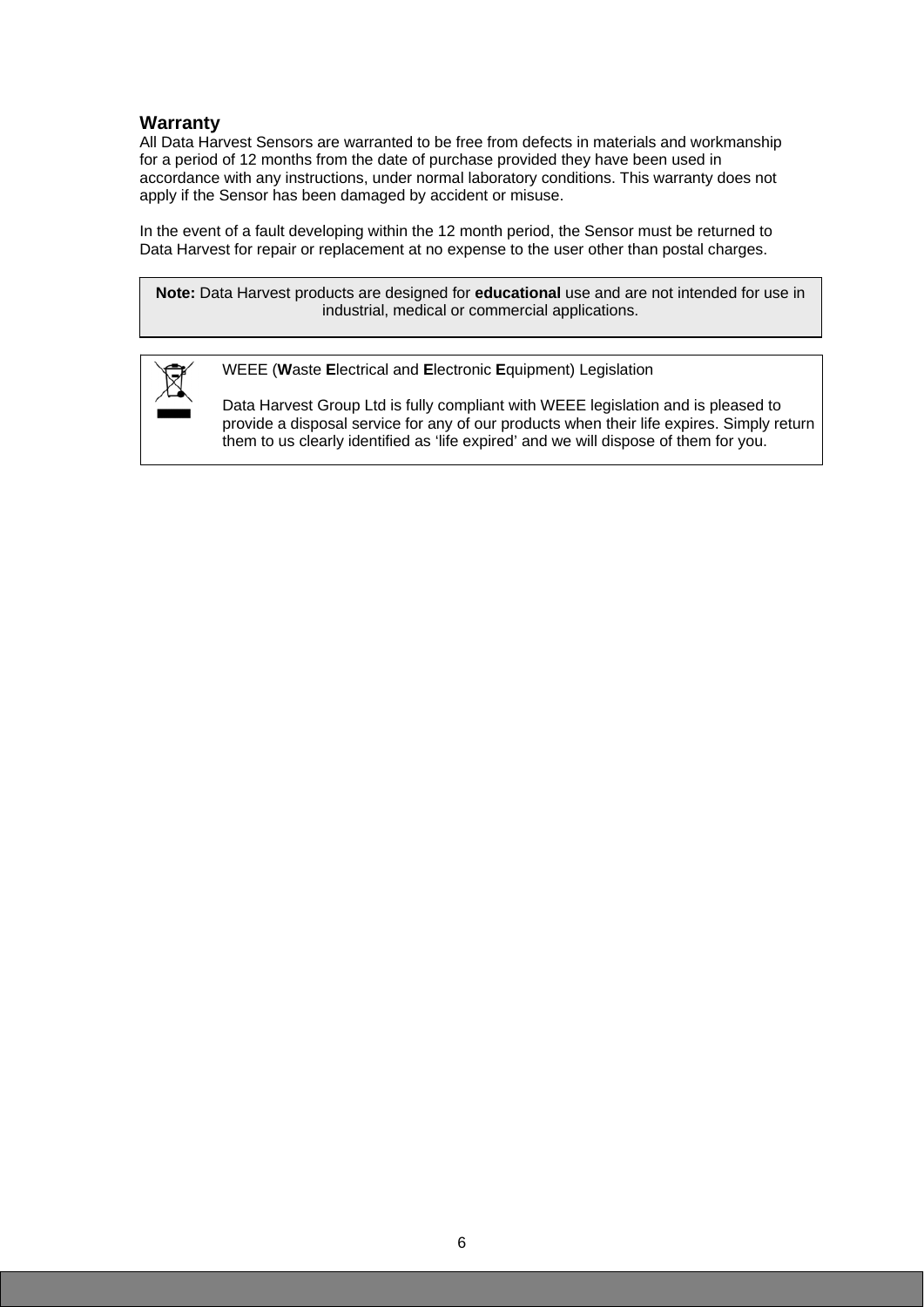## Warranty

All Data Harvest Sensors are warranted to be free from defects in materials and workmanship for a period of 12 months from the date of purchase provided they have been used in accordance with any instructions, under normal laboratory conditions. This warranty does not apply if the Sensor has been damaged by accident or misuse.

In the event of a fault developing within the 12 month period, the Sensor must be returned to Data Harvest for repair or replacement at no expense to the user other than postal charges.

**Note:** Data Harvest products are designed for **educational** use and are not intended for use in industrial, medical or commercial applications.

WEEE (**W**aste **E**lectrical and **E**lectronic **E**quipment) Legislation

Data Harvest Group Ltd is fully compliant with WEEE legislation and is pleased to provide a disposal service for any of our products when their life expires. Simply return them to us clearly identified as 'life expired' and we will dispose of them for you.